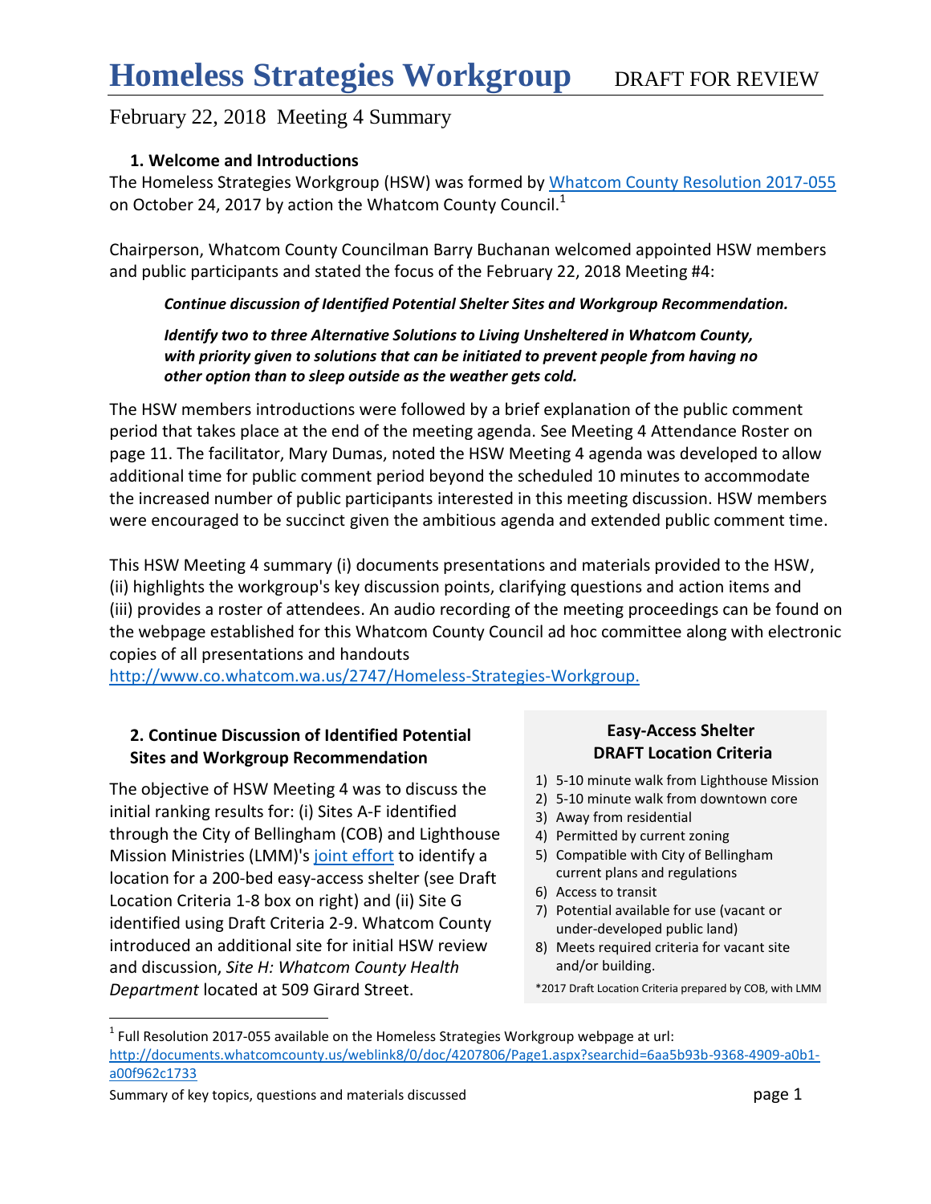# Homeless Strategies Workgroup DRAFT FOR REVIEW

February 22, 2018 Meeting 4 Summary

### 1. Welcome and Introductions

The Homeless Strategies Workgroup (HSW) was formed by Whatcom County Resolution 2017-055 on October 24, 2017 by action the Whatcom County Council.[1]

Chairperson, Whatcom County Councilman Barry Buchanan welcomed appointed HSW members and public participants and stated the focus of the February 22, 2018 Meeting #4:

> ***Continue discussion of Identified Potential Shelter Sites and Workgroup Recommendation.***
>
> ***Identify two to three Alternative Solutions to Living Unsheltered in Whatcom County, with priority given to solutions that can be initiated to prevent people from having no other option than to sleep outside as the weather gets cold.***

The HSW members introductions were followed by a brief explanation of the public comment period that takes place at the end of the meeting agenda. See Meeting 4 Attendance Roster on page 11. The facilitator, Mary Dumas, noted the HSW Meeting 4 agenda was developed to allow additional time for public comment period beyond the scheduled 10 minutes to accommodate the increased number of public participants interested in this meeting discussion. HSW members were encouraged to be succinct given the ambitious agenda and extended public comment time.

This HSW Meeting 4 summary (i) documents presentations and materials provided to the HSW, (ii) highlights the workgroup's key discussion points, clarifying questions and action items and (iii) provides a roster of attendees. An audio recording of the meeting proceedings can be found on the webpage established for this Whatcom County Council ad hoc committee along with electronic copies of all presentations and handouts http://www.co.whatcom.wa.us/2747/Homeless-Strategies-Workgroup.

### 2. Continue Discussion of Identified Potential Sites and Workgroup Recommendation

The objective of HSW Meeting 4 was to discuss the initial ranking results for: (i) Sites A-F identified through the City of Bellingham (COB) and Lighthouse Mission Ministries (LMM)'s joint effort to identify a location for a 200-bed easy-access shelter (see Draft Location Criteria 1-8 box on right) and (ii) Site G identified using Draft Criteria 2-9. Whatcom County introduced an additional site for initial HSW review and discussion, *Site H: Whatcom County Health Department* located at 509 Girard Street.

**Easy-Access Shelter DRAFT Location Criteria**

1) 5-10 minute walk from Lighthouse Mission
2) 5-10 minute walk from downtown core
3) Away from residential
4) Permitted by current zoning
5) Compatible with City of Bellingham current plans and regulations
6) Access to transit
7) Potential available for use (vacant or under-developed public land)
8) Meets required criteria for vacant site and/or building.

*2017 Draft Location Criteria prepared by COB, with LMM

[1] Full Resolution 2017-055 available on the Homeless Strategies Workgroup webpage at url: http://documents.whatcomcounty.us/weblink8/0/doc/4207806/Page1.aspx?searchid=6aa5b93b-9368-4909-a0b1-a00f962c1733

Summary of key topics, questions and materials discussed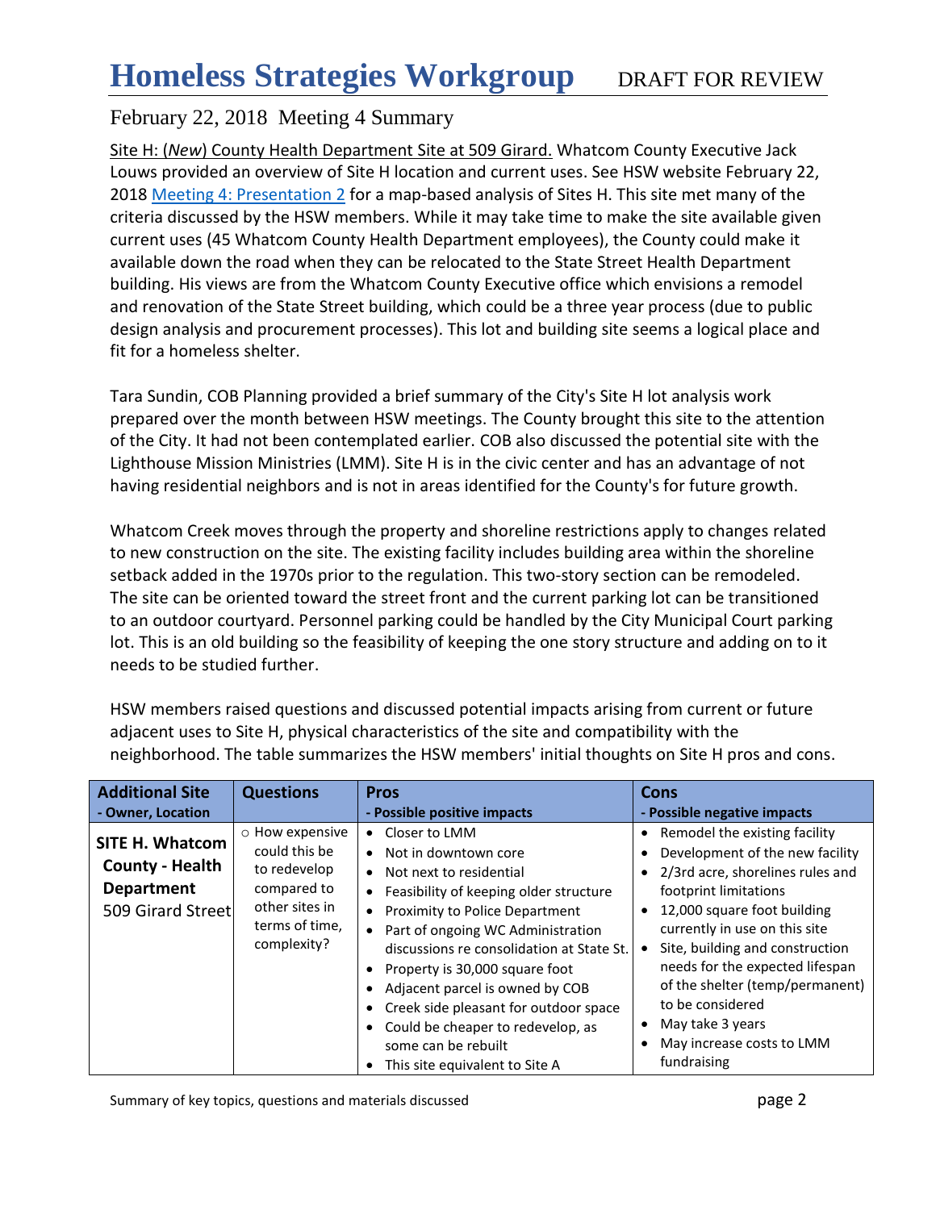# Homeless Strategies Workgroup DRAFT FOR REVIEW

## February 22, 2018 Meeting 4 Summary

Site H: (*New*) County Health Department Site at 509 Girard. Whatcom County Executive Jack Louws provided an overview of Site H location and current uses. See HSW website February 22, 2018 [Meeting 4: Presentation 2] for a map-based analysis of Sites H. This site met many of the criteria discussed by the HSW members. While it may take time to make the site available given current uses (45 Whatcom County Health Department employees), the County could make it available down the road when they can be relocated to the State Street Health Department building. His views are from the Whatcom County Executive office which envisions a remodel and renovation of the State Street building, which could be a three year process (due to public design analysis and procurement processes). This lot and building site seems a logical place and fit for a homeless shelter.

Tara Sundin, COB Planning provided a brief summary of the City's Site H lot analysis work prepared over the month between HSW meetings. The County brought this site to the attention of the City. It had not been contemplated earlier. COB also discussed the potential site with the Lighthouse Mission Ministries (LMM). Site H is in the civic center and has an advantage of not having residential neighbors and is not in areas identified for the County's for future growth.

Whatcom Creek moves through the property and shoreline restrictions apply to changes related to new construction on the site. The existing facility includes building area within the shoreline setback added in the 1970s prior to the regulation. This two-story section can be remodeled. The site can be oriented toward the street front and the current parking lot can be transitioned to an outdoor courtyard. Personnel parking could be handled by the City Municipal Court parking lot. This is an old building so the feasibility of keeping the one story structure and adding on to it needs to be studied further.

HSW members raised questions and discussed potential impacts arising from current or future adjacent uses to Site H, physical characteristics of the site and compatibility with the neighborhood. The table summarizes the HSW members' initial thoughts on Site H pros and cons.

| Additional Site - Owner, Location | Questions | Pros - Possible positive impacts | Cons - Possible negative impacts |
|---|---|---|---|
| **SITE H. Whatcom County - Health Department** 509 Girard Street | ○ How expensive could this be to redevelop compared to other sites in terms of time, complexity? | • Closer to LMM<br>• Not in downtown core<br>• Not next to residential<br>• Feasibility of keeping older structure<br>• Proximity to Police Department<br>• Part of ongoing WC Administration discussions re consolidation at State St.<br>• Property is 30,000 square foot<br>• Adjacent parcel is owned by COB<br>• Creek side pleasant for outdoor space<br>• Could be cheaper to redevelop, as some can be rebuilt<br>• This site equivalent to Site A | • Remodel the existing facility<br>• Development of the new facility<br>• 2/3rd acre, shorelines rules and footprint limitations<br>• 12,000 square foot building currently in use on this site<br>• Site, building and construction needs for the expected lifespan of the shelter (temp/permanent) to be considered<br>• May take 3 years<br>• May increase costs to LMM fundraising |

Summary of key topics, questions and materials discussed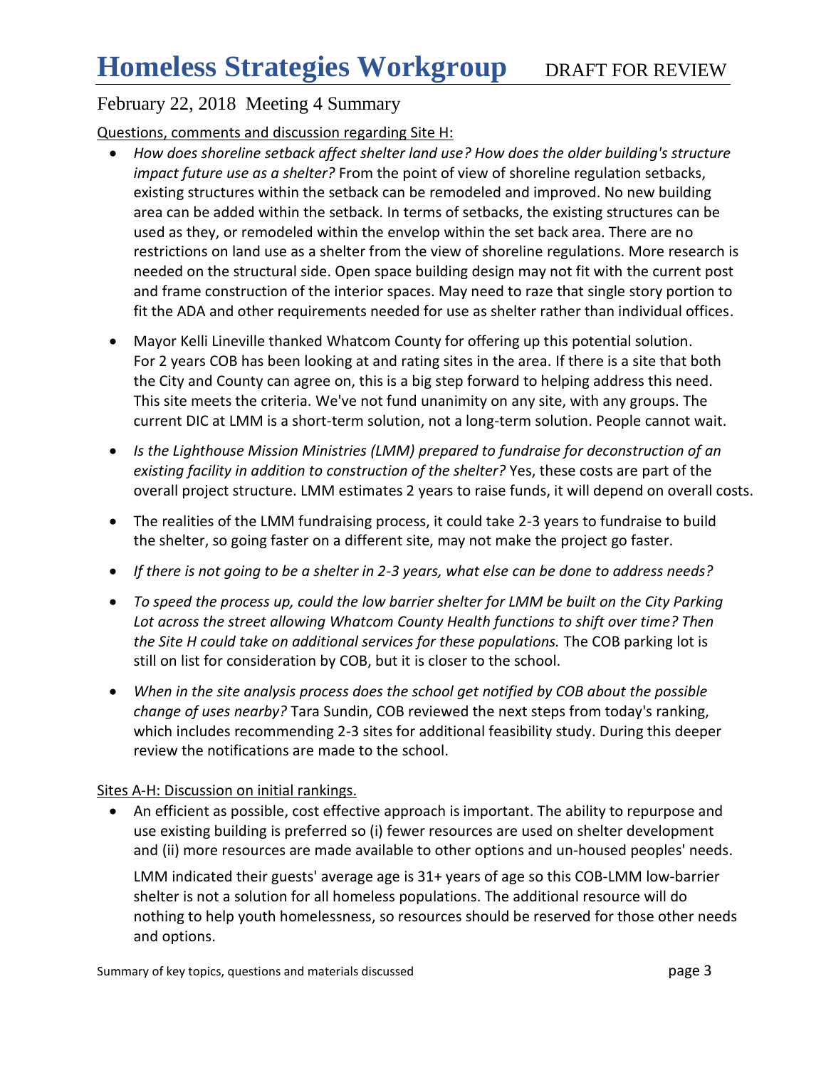# Homeless Strategies Workgroup DRAFT FOR REVIEW

## February 22, 2018 Meeting 4 Summary

<u>Questions, comments and discussion regarding Site H:</u>

- *How does shoreline setback affect shelter land use? How does the older building's structure impact future use as a shelter?* From the point of view of shoreline regulation setbacks, existing structures within the setback can be remodeled and improved. No new building area can be added within the setback. In terms of setbacks, the existing structures can be used as they, or remodeled within the envelop within the set back area. There are no restrictions on land use as a shelter from the view of shoreline regulations. More research is needed on the structural side. Open space building design may not fit with the current post and frame construction of the interior spaces. May need to raze that single story portion to fit the ADA and other requirements needed for use as shelter rather than individual offices.

- Mayor Kelli Lineville thanked Whatcom County for offering up this potential solution. For 2 years COB has been looking at and rating sites in the area. If there is a site that both the City and County can agree on, this is a big step forward to helping address this need. This site meets the criteria. We've not fund unanimity on any site, with any groups. The current DIC at LMM is a short-term solution, not a long-term solution. People cannot wait.

- *Is the Lighthouse Mission Ministries (LMM) prepared to fundraise for deconstruction of an existing facility in addition to construction of the shelter?* Yes, these costs are part of the overall project structure. LMM estimates 2 years to raise funds, it will depend on overall costs.

- The realities of the LMM fundraising process, it could take 2-3 years to fundraise to build the shelter, so going faster on a different site, may not make the project go faster.

- *If there is not going to be a shelter in 2-3 years, what else can be done to address needs?*

- *To speed the process up, could the low barrier shelter for LMM be built on the City Parking Lot across the street allowing Whatcom County Health functions to shift over time? Then the Site H could take on additional services for these populations.* The COB parking lot is still on list for consideration by COB, but it is closer to the school.

- *When in the site analysis process does the school get notified by COB about the possible change of uses nearby?* Tara Sundin, COB reviewed the next steps from today's ranking, which includes recommending 2-3 sites for additional feasibility study. During this deeper review the notifications are made to the school.

<u>Sites A-H: Discussion on initial rankings.</u>

- An efficient as possible, cost effective approach is important. The ability to repurpose and use existing building is preferred so (i) fewer resources are used on shelter development and (ii) more resources are made available to other options and un-housed peoples' needs.

  LMM indicated their guests' average age is 31+ years of age so this COB-LMM low-barrier shelter is not a solution for all homeless populations. The additional resource will do nothing to help youth homelessness, so resources should be reserved for those other needs and options.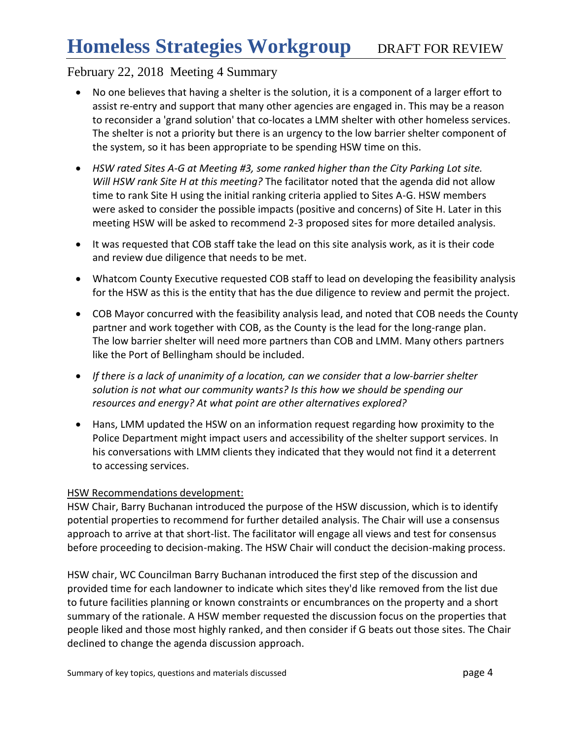- No one believes that having a shelter is the solution, it is a component of a larger effort to assist re-entry and support that many other agencies are engaged in. This may be a reason to reconsider a 'grand solution' that co-locates a LMM shelter with other homeless services. The shelter is not a priority but there is an urgency to the low barrier shelter component of the system, so it has been appropriate to be spending HSW time on this.
- *HSW rated Sites A-G at Meeting #3, some ranked higher than the City Parking Lot site. Will HSW rank Site H at this meeting?* The facilitator noted that the agenda did not allow time to rank Site H using the initial ranking criteria applied to Sites A-G. HSW members were asked to consider the possible impacts (positive and concerns) of Site H. Later in this meeting HSW will be asked to recommend 2-3 proposed sites for more detailed analysis.
- It was requested that COB staff take the lead on this site analysis work, as it is their code and review due diligence that needs to be met.
- Whatcom County Executive requested COB staff to lead on developing the feasibility analysis for the HSW as this is the entity that has the due diligence to review and permit the project.
- COB Mayor concurred with the feasibility analysis lead, and noted that COB needs the County partner and work together with COB, as the County is the lead for the long-range plan. The low barrier shelter will need more partners than COB and LMM. Many others partners like the Port of Bellingham should be included.
- *If there is a lack of unanimity of a location, can we consider that a low-barrier shelter solution is not what our community wants? Is this how we should be spending our resources and energy? At what point are other alternatives explored?*
- Hans, LMM updated the HSW on an information request regarding how proximity to the Police Department might impact users and accessibility of the shelter support services. In his conversations with LMM clients they indicated that they would not find it a deterrent to accessing services.

<u>HSW Recommendations development:</u>

HSW Chair, Barry Buchanan introduced the purpose of the HSW discussion, which is to identify potential properties to recommend for further detailed analysis. The Chair will use a consensus approach to arrive at that short-list. The facilitator will engage all views and test for consensus before proceeding to decision-making. The HSW Chair will conduct the decision-making process.

HSW chair, WC Councilman Barry Buchanan introduced the first step of the discussion and provided time for each landowner to indicate which sites they'd like removed from the list due to future facilities planning or known constraints or encumbrances on the property and a short summary of the rationale. A HSW member requested the discussion focus on the properties that people liked and those most highly ranked, and then consider if G beats out those sites. The Chair declined to change the agenda discussion approach.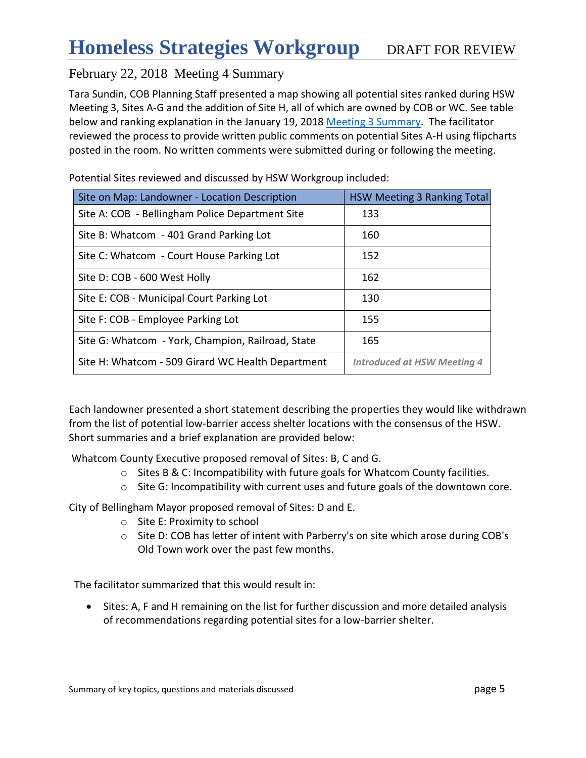# Homeless Strategies Workgroup DRAFT FOR REVIEW

## February 22, 2018 Meeting 4 Summary

Tara Sundin, COB Planning Staff presented a map showing all potential sites ranked during HSW Meeting 3, Sites A-G and the addition of Site H, all of which are owned by COB or WC. See table below and ranking explanation in the January 19, 2018 [Meeting 3 Summary](). The facilitator reviewed the process to provide written public comments on potential Sites A-H using flipcharts posted in the room. No written comments were submitted during or following the meeting.

Potential Sites reviewed and discussed by HSW Workgroup included:

| Site on Map: Landowner - Location Description | HSW Meeting 3 Ranking Total |
|---|---|
| Site A: COB - Bellingham Police Department Site | 133 |
| Site B: Whatcom - 401 Grand Parking Lot | 160 |
| Site C: Whatcom - Court House Parking Lot | 152 |
| Site D: COB - 600 West Holly | 162 |
| Site E: COB - Municipal Court Parking Lot | 130 |
| Site F: COB - Employee Parking Lot | 155 |
| Site G: Whatcom - York, Champion, Railroad, State | 165 |
| Site H: Whatcom - 509 Girard WC Health Department | ***Introduced at HSW Meeting 4*** |

Each landowner presented a short statement describing the properties they would like withdrawn from the list of potential low-barrier access shelter locations with the consensus of the HSW. Short summaries and a brief explanation are provided below:

Whatcom County Executive proposed removal of Sites: B, C and G.

- Sites B & C: Incompatibility with future goals for Whatcom County facilities.
- Site G: Incompatibility with current uses and future goals of the downtown core.

City of Bellingham Mayor proposed removal of Sites: D and E.

- Site E: Proximity to school
- Site D: COB has letter of intent with Parberry's on site which arose during COB's Old Town work over the past few months.

The facilitator summarized that this would result in:

- Sites: A, F and H remaining on the list for further discussion and more detailed analysis of recommendations regarding potential sites for a low-barrier shelter.

Summary of key topics, questions and materials discussed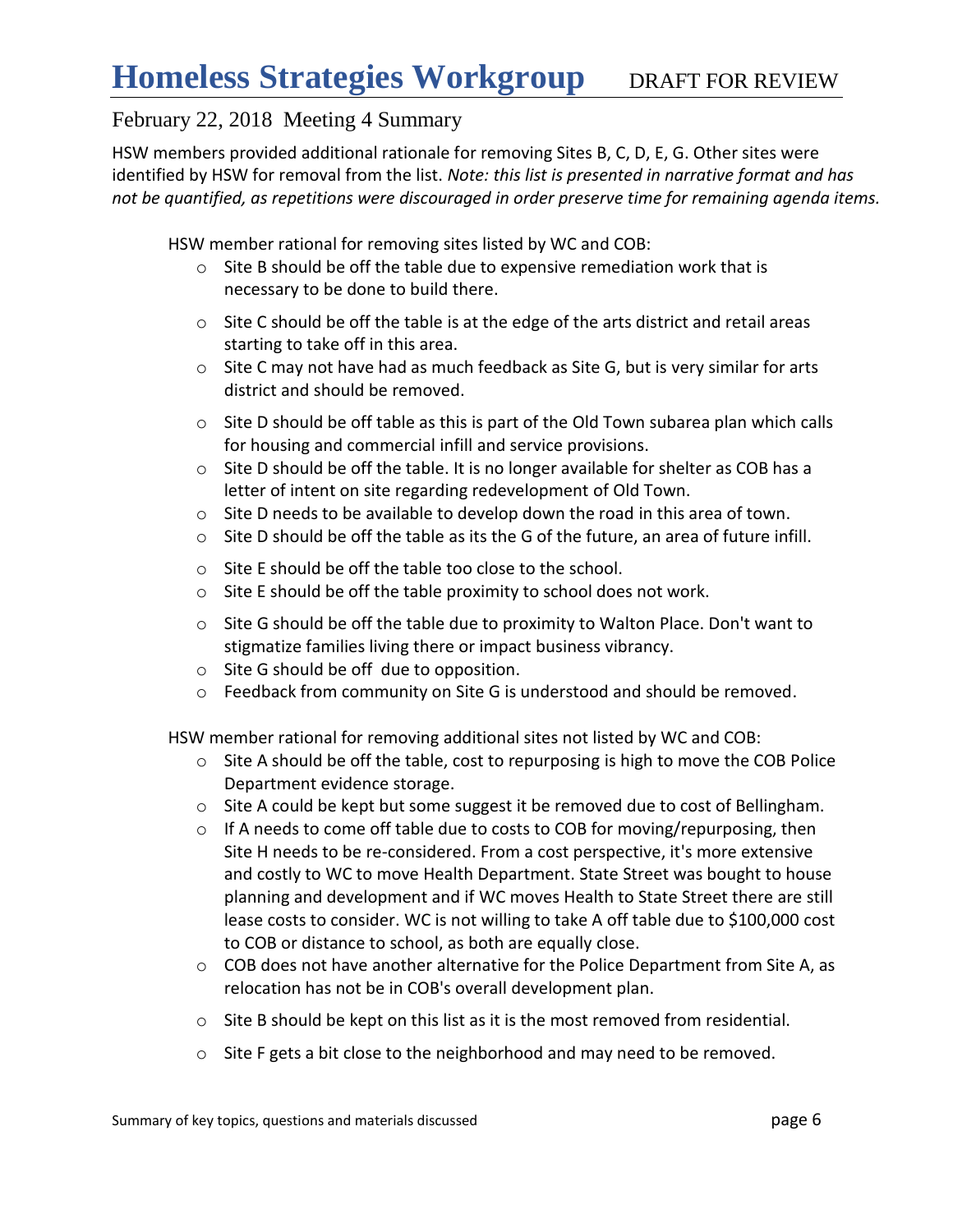## February 22, 2018 Meeting 4 Summary

HSW members provided additional rationale for removing Sites B, C, D, E, G. Other sites were identified by HSW for removal from the list. *Note: this list is presented in narrative format and has not be quantified, as repetitions were discouraged in order preserve time for remaining agenda items.*

HSW member rational for removing sites listed by WC and COB:

- Site B should be off the table due to expensive remediation work that is necessary to be done to build there.
- Site C should be off the table is at the edge of the arts district and retail areas starting to take off in this area.
- Site C may not have had as much feedback as Site G, but is very similar for arts district and should be removed.
- Site D should be off table as this is part of the Old Town subarea plan which calls for housing and commercial infill and service provisions.
- Site D should be off the table. It is no longer available for shelter as COB has a letter of intent on site regarding redevelopment of Old Town.
- Site D needs to be available to develop down the road in this area of town.
- Site D should be off the table as its the G of the future, an area of future infill.
- Site E should be off the table too close to the school.
- Site E should be off the table proximity to school does not work.
- Site G should be off the table due to proximity to Walton Place. Don't want to stigmatize families living there or impact business vibrancy.
- Site G should be off due to opposition.
- Feedback from community on Site G is understood and should be removed.

HSW member rational for removing additional sites not listed by WC and COB:

- Site A should be off the table, cost to repurposing is high to move the COB Police Department evidence storage.
- Site A could be kept but some suggest it be removed due to cost of Bellingham.
- If A needs to come off table due to costs to COB for moving/repurposing, then Site H needs to be re-considered. From a cost perspective, it's more extensive and costly to WC to move Health Department. State Street was bought to house planning and development and if WC moves Health to State Street there are still lease costs to consider. WC is not willing to take A off table due to $100,000 cost to COB or distance to school, as both are equally close.
- COB does not have another alternative for the Police Department from Site A, as relocation has not be in COB's overall development plan.
- Site B should be kept on this list as it is the most removed from residential.
- Site F gets a bit close to the neighborhood and may need to be removed.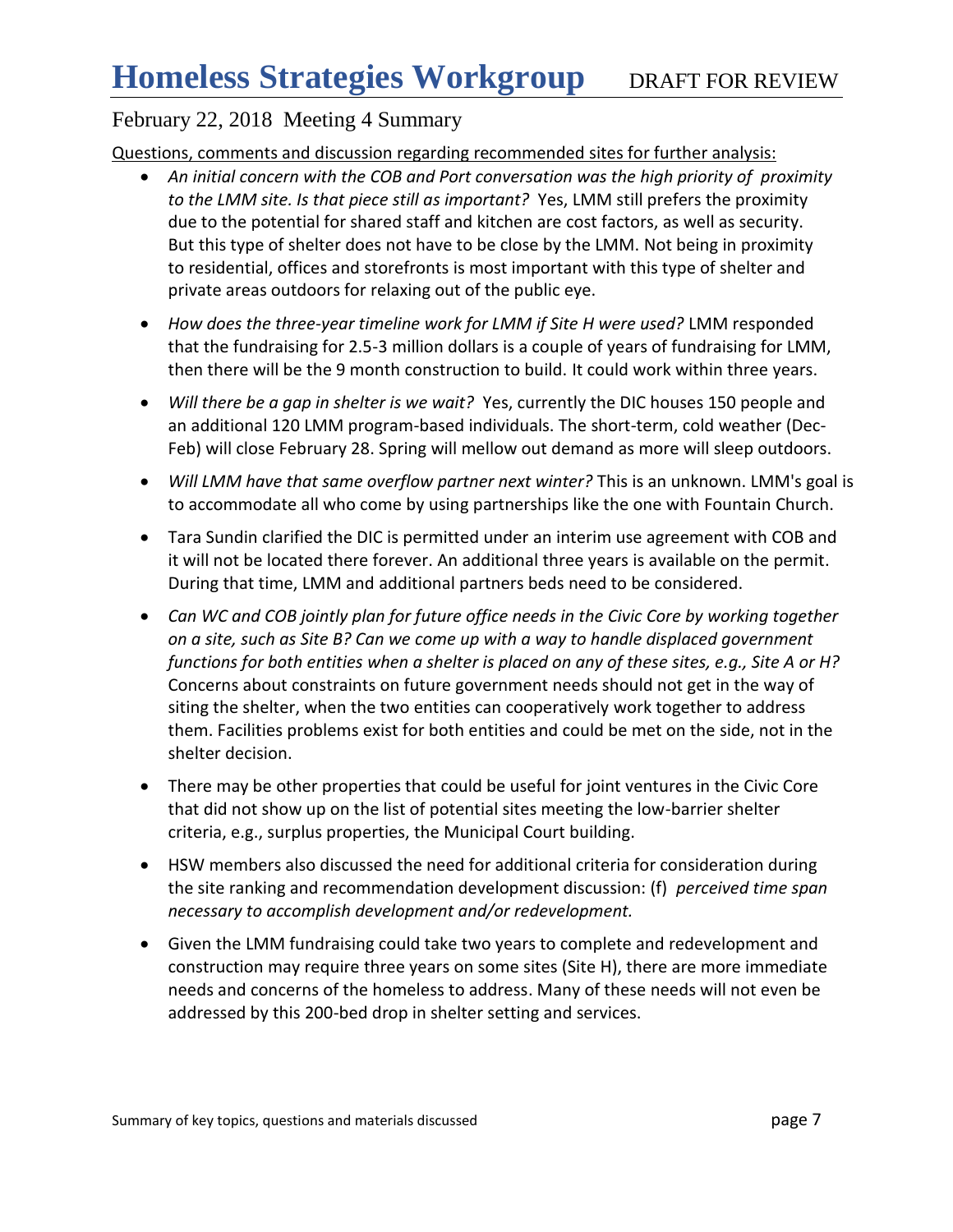## February 22, 2018 Meeting 4 Summary

Questions, comments and discussion regarding recommended sites for further analysis:

- *An initial concern with the COB and Port conversation was the high priority of proximity to the LMM site. Is that piece still as important?* Yes, LMM still prefers the proximity due to the potential for shared staff and kitchen are cost factors, as well as security. But this type of shelter does not have to be close by the LMM. Not being in proximity to residential, offices and storefronts is most important with this type of shelter and private areas outdoors for relaxing out of the public eye.
- *How does the three-year timeline work for LMM if Site H were used?* LMM responded that the fundraising for 2.5-3 million dollars is a couple of years of fundraising for LMM, then there will be the 9 month construction to build. It could work within three years.
- *Will there be a gap in shelter is we wait?* Yes, currently the DIC houses 150 people and an additional 120 LMM program-based individuals. The short-term, cold weather (Dec-Feb) will close February 28. Spring will mellow out demand as more will sleep outdoors.
- *Will LMM have that same overflow partner next winter?* This is an unknown. LMM's goal is to accommodate all who come by using partnerships like the one with Fountain Church.
- Tara Sundin clarified the DIC is permitted under an interim use agreement with COB and it will not be located there forever. An additional three years is available on the permit. During that time, LMM and additional partners beds need to be considered.
- *Can WC and COB jointly plan for future office needs in the Civic Core by working together on a site, such as Site B? Can we come up with a way to handle displaced government functions for both entities when a shelter is placed on any of these sites, e.g., Site A or H?* Concerns about constraints on future government needs should not get in the way of siting the shelter, when the two entities can cooperatively work together to address them. Facilities problems exist for both entities and could be met on the side, not in the shelter decision.
- There may be other properties that could be useful for joint ventures in the Civic Core that did not show up on the list of potential sites meeting the low-barrier shelter criteria, e.g., surplus properties, the Municipal Court building.
- HSW members also discussed the need for additional criteria for consideration during the site ranking and recommendation development discussion: (f) *perceived time span necessary to accomplish development and/or redevelopment.*
- Given the LMM fundraising could take two years to complete and redevelopment and construction may require three years on some sites (Site H), there are more immediate needs and concerns of the homeless to address. Many of these needs will not even be addressed by this 200-bed drop in shelter setting and services.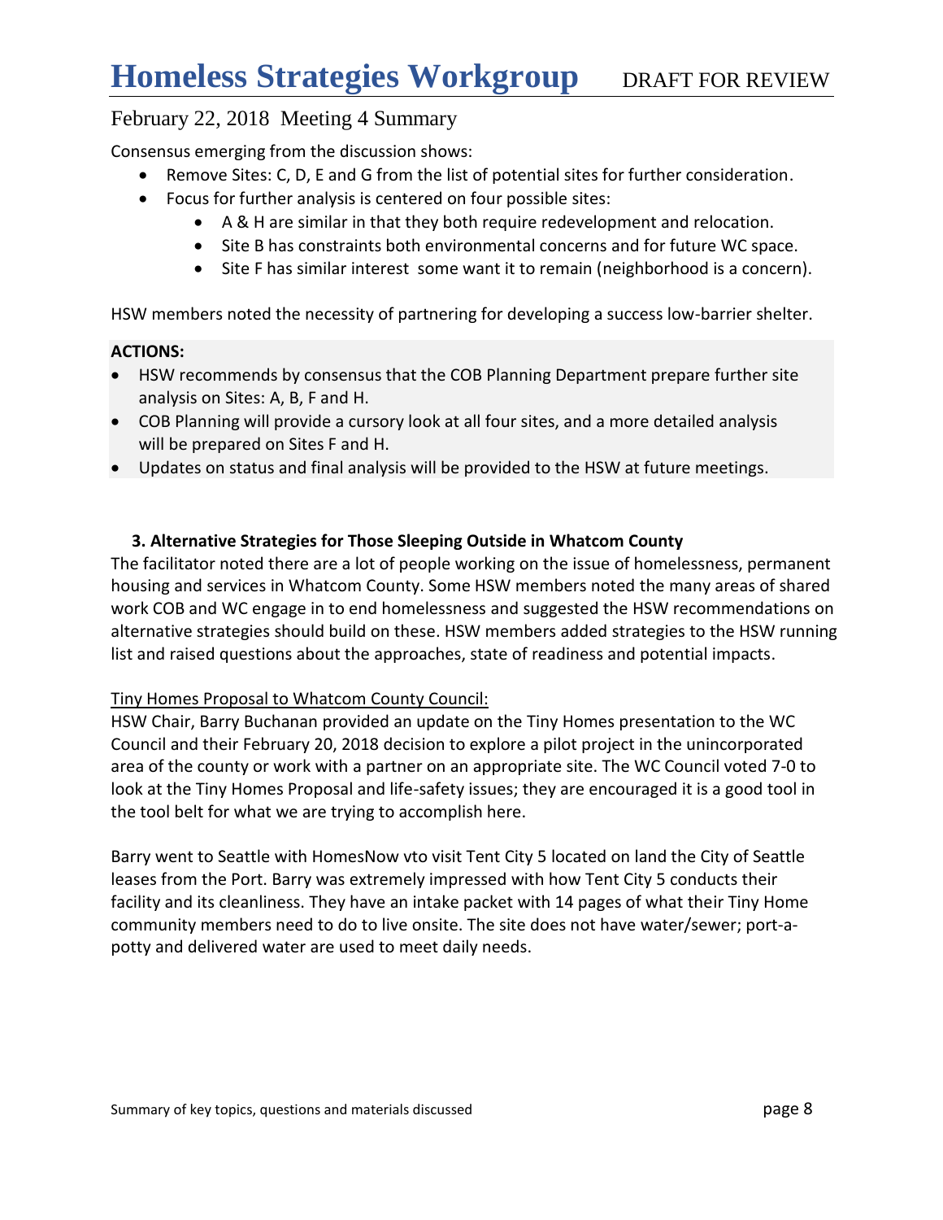# Homeless Strategies Workgroup DRAFT FOR REVIEW

## February 22, 2018 Meeting 4 Summary

Consensus emerging from the discussion shows:

- Remove Sites: C, D, E and G from the list of potential sites for further consideration.
- Focus for further analysis is centered on four possible sites:
  - A & H are similar in that they both require redevelopment and relocation.
  - Site B has constraints both environmental concerns and for future WC space.
  - Site F has similar interest some want it to remain (neighborhood is a concern).

HSW members noted the necessity of partnering for developing a success low-barrier shelter.

**ACTIONS:**

- HSW recommends by consensus that the COB Planning Department prepare further site analysis on Sites: A, B, F and H.
- COB Planning will provide a cursory look at all four sites, and a more detailed analysis will be prepared on Sites F and H.
- Updates on status and final analysis will be provided to the HSW at future meetings.

### 3. Alternative Strategies for Those Sleeping Outside in Whatcom County

The facilitator noted there are a lot of people working on the issue of homelessness, permanent housing and services in Whatcom County. Some HSW members noted the many areas of shared work COB and WC engage in to end homelessness and suggested the HSW recommendations on alternative strategies should build on these. HSW members added strategies to the HSW running list and raised questions about the approaches, state of readiness and potential impacts.

<u>Tiny Homes Proposal to Whatcom County Council:</u>

HSW Chair, Barry Buchanan provided an update on the Tiny Homes presentation to the WC Council and their February 20, 2018 decision to explore a pilot project in the unincorporated area of the county or work with a partner on an appropriate site. The WC Council voted 7-0 to look at the Tiny Homes Proposal and life-safety issues; they are encouraged it is a good tool in the tool belt for what we are trying to accomplish here.

Barry went to Seattle with HomesNow vto visit Tent City 5 located on land the City of Seattle leases from the Port. Barry was extremely impressed with how Tent City 5 conducts their facility and its cleanliness. They have an intake packet with 14 pages of what their Tiny Home community members need to do to live onsite. The site does not have water/sewer; port-a-potty and delivered water are used to meet daily needs.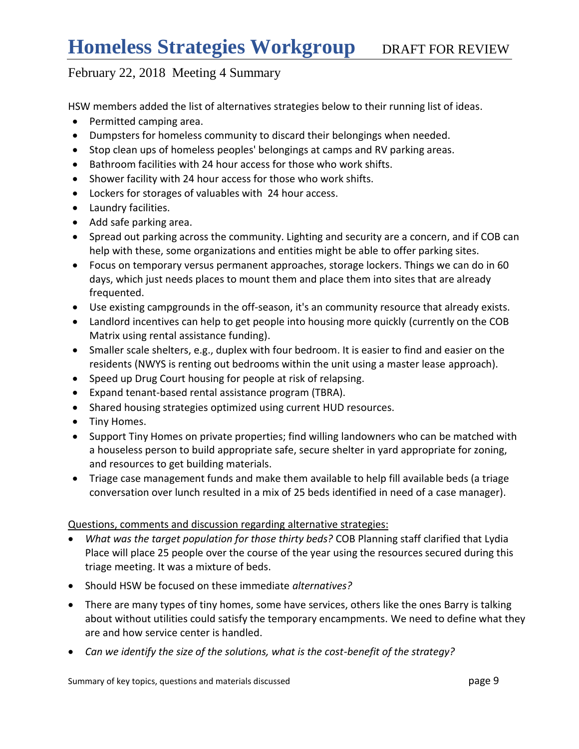# Homeless Strategies Workgroup DRAFT FOR REVIEW

February 22, 2018 Meeting 4 Summary

HSW members added the list of alternatives strategies below to their running list of ideas.

- Permitted camping area.
- Dumpsters for homeless community to discard their belongings when needed.
- Stop clean ups of homeless peoples' belongings at camps and RV parking areas.
- Bathroom facilities with 24 hour access for those who work shifts.
- Shower facility with 24 hour access for those who work shifts.
- Lockers for storages of valuables with 24 hour access.
- Laundry facilities.
- Add safe parking area.
- Spread out parking across the community. Lighting and security are a concern, and if COB can help with these, some organizations and entities might be able to offer parking sites.
- Focus on temporary versus permanent approaches, storage lockers. Things we can do in 60 days, which just needs places to mount them and place them into sites that are already frequented.
- Use existing campgrounds in the off-season, it's an community resource that already exists.
- Landlord incentives can help to get people into housing more quickly (currently on the COB Matrix using rental assistance funding).
- Smaller scale shelters, e.g., duplex with four bedroom. It is easier to find and easier on the residents (NWYS is renting out bedrooms within the unit using a master lease approach).
- Speed up Drug Court housing for people at risk of relapsing.
- Expand tenant-based rental assistance program (TBRA).
- Shared housing strategies optimized using current HUD resources.
- Tiny Homes.
- Support Tiny Homes on private properties; find willing landowners who can be matched with a houseless person to build appropriate safe, secure shelter in yard appropriate for zoning, and resources to get building materials.
- Triage case management funds and make them available to help fill available beds (a triage conversation over lunch resulted in a mix of 25 beds identified in need of a case manager).

<u>Questions, comments and discussion regarding alternative strategies:</u>

- *What was the target population for those thirty beds?* COB Planning staff clarified that Lydia Place will place 25 people over the course of the year using the resources secured during this triage meeting. It was a mixture of beds.
- Should HSW be focused on these immediate *alternatives?*
- There are many types of tiny homes, some have services, others like the ones Barry is talking about without utilities could satisfy the temporary encampments. We need to define what they are and how service center is handled.
- *Can we identify the size of the solutions, what is the cost-benefit of the strategy?*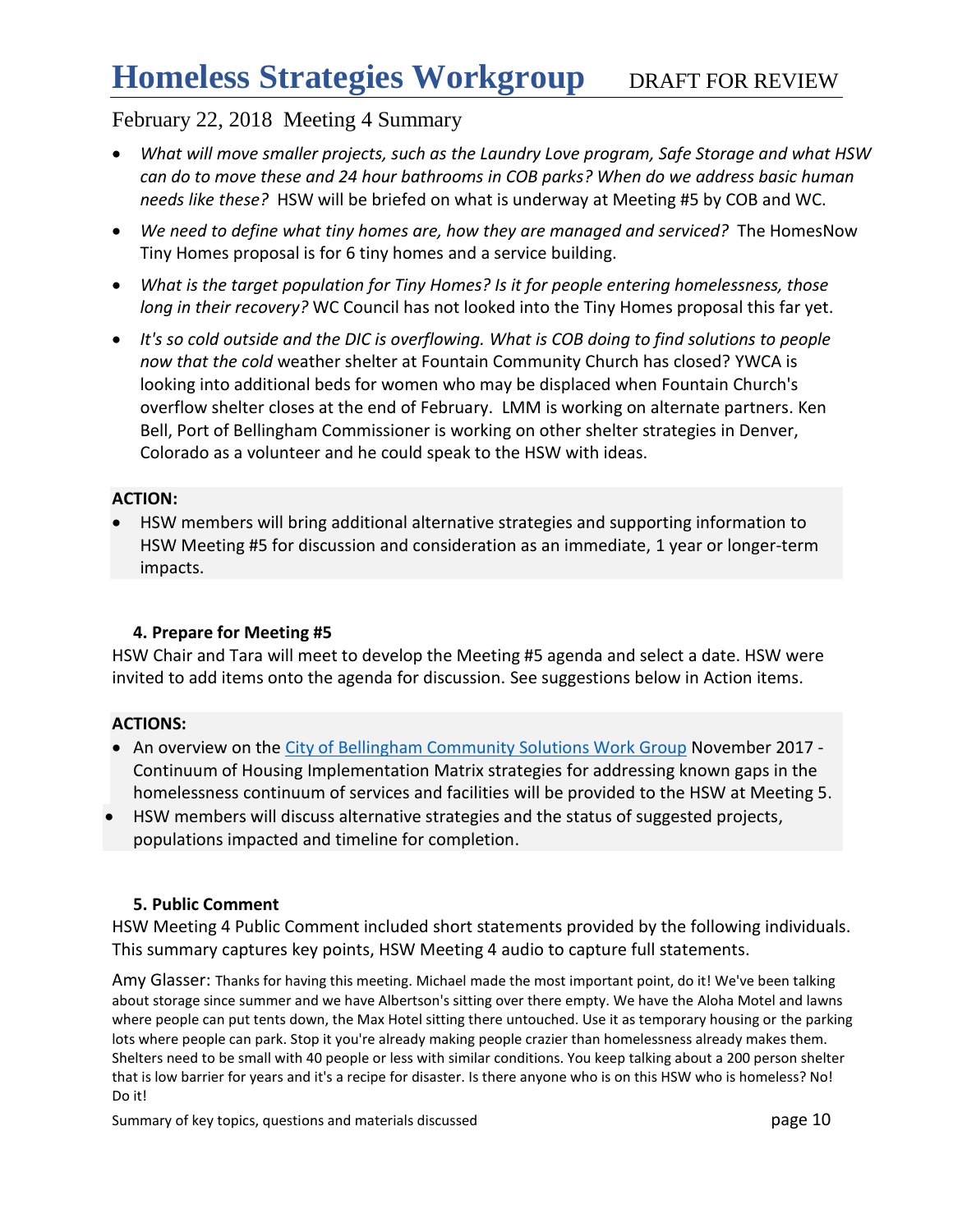- *What will move smaller projects, such as the Laundry Love program, Safe Storage and what HSW can do to move these and 24 hour bathrooms in COB parks? When do we address basic human needs like these?* HSW will be briefed on what is underway at Meeting #5 by COB and WC.
- *We need to define what tiny homes are, how they are managed and serviced?* The HomesNow Tiny Homes proposal is for 6 tiny homes and a service building.
- *What is the target population for Tiny Homes? Is it for people entering homelessness, those long in their recovery?* WC Council has not looked into the Tiny Homes proposal this far yet.
- *It's so cold outside and the DIC is overflowing. What is COB doing to find solutions to people now that the cold* weather shelter at Fountain Community Church has closed? YWCA is looking into additional beds for women who may be displaced when Fountain Church's overflow shelter closes at the end of February. LMM is working on alternate partners. Ken Bell, Port of Bellingham Commissioner is working on other shelter strategies in Denver, Colorado as a volunteer and he could speak to the HSW with ideas.

**ACTION:**

- HSW members will bring additional alternative strategies and supporting information to HSW Meeting #5 for discussion and consideration as an immediate, 1 year or longer-term impacts.

### 4. Prepare for Meeting #5

HSW Chair and Tara will meet to develop the Meeting #5 agenda and select a date. HSW were invited to add items onto the agenda for discussion. See suggestions below in Action items.

**ACTIONS:**

- An overview on the [City of Bellingham Community Solutions Work Group]() November 2017 - Continuum of Housing Implementation Matrix strategies for addressing known gaps in the homelessness continuum of services and facilities will be provided to the HSW at Meeting 5.
- HSW members will discuss alternative strategies and the status of suggested projects, populations impacted and timeline for completion.

### 5. Public Comment

HSW Meeting 4 Public Comment included short statements provided by the following individuals. This summary captures key points, HSW Meeting 4 audio to capture full statements.

Amy Glasser: Thanks for having this meeting. Michael made the most important point, do it! We've been talking about storage since summer and we have Albertson's sitting over there empty. We have the Aloha Motel and lawns where people can put tents down, the Max Hotel sitting there untouched. Use it as temporary housing or the parking lots where people can park. Stop it you're already making people crazier than homelessness already makes them. Shelters need to be small with 40 people or less with similar conditions. You keep talking about a 200 person shelter that is low barrier for years and it's a recipe for disaster. Is there anyone who is on this HSW who is homeless? No! Do it!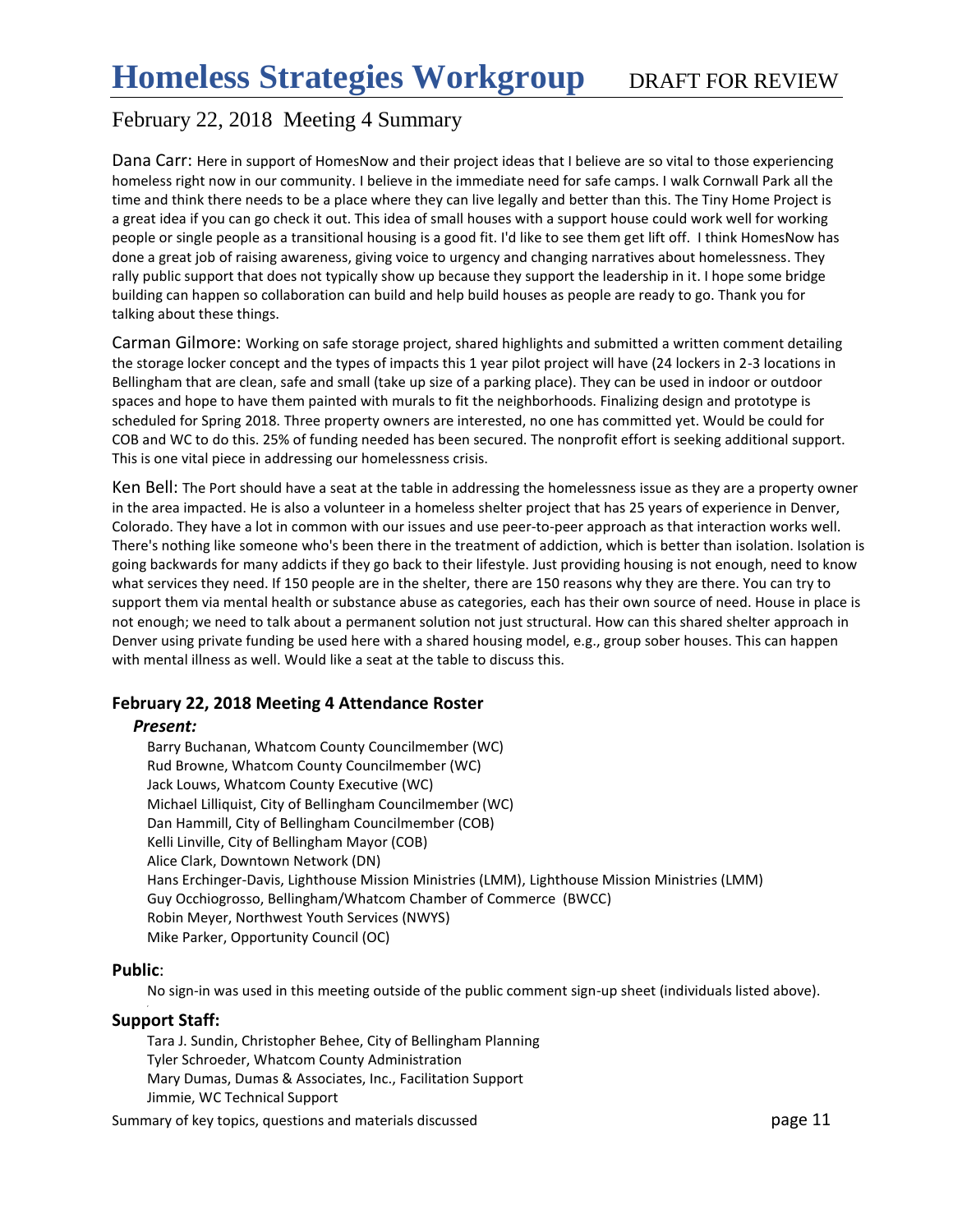Dana Carr: Here in support of HomesNow and their project ideas that I believe are so vital to those experiencing homeless right now in our community. I believe in the immediate need for safe camps. I walk Cornwall Park all the time and think there needs to be a place where they can live legally and better than this. The Tiny Home Project is a great idea if you can go check it out. This idea of small houses with a support house could work well for working people or single people as a transitional housing is a good fit. I'd like to see them get lift off. I think HomesNow has done a great job of raising awareness, giving voice to urgency and changing narratives about homelessness. They rally public support that does not typically show up because they support the leadership in it. I hope some bridge building can happen so collaboration can build and help build houses as people are ready to go. Thank you for talking about these things.

Carman Gilmore: Working on safe storage project, shared highlights and submitted a written comment detailing the storage locker concept and the types of impacts this 1 year pilot project will have (24 lockers in 2-3 locations in Bellingham that are clean, safe and small (take up size of a parking place). They can be used in indoor or outdoor spaces and hope to have them painted with murals to fit the neighborhoods. Finalizing design and prototype is scheduled for Spring 2018. Three property owners are interested, no one has committed yet. Would be could for COB and WC to do this. 25% of funding needed has been secured. The nonprofit effort is seeking additional support. This is one vital piece in addressing our homelessness crisis.

Ken Bell: The Port should have a seat at the table in addressing the homelessness issue as they are a property owner in the area impacted. He is also a volunteer in a homeless shelter project that has 25 years of experience in Denver, Colorado. They have a lot in common with our issues and use peer-to-peer approach as that interaction works well. There's nothing like someone who's been there in the treatment of addiction, which is better than isolation. Isolation is going backwards for many addicts if they go back to their lifestyle. Just providing housing is not enough, need to know what services they need. If 150 people are in the shelter, there are 150 reasons why they are there. You can try to support them via mental health or substance abuse as categories, each has their own source of need. House in place is not enough; we need to talk about a permanent solution not just structural. How can this shared shelter approach in Denver using private funding be used here with a shared housing model, e.g., group sober houses. This can happen with mental illness as well. Would like a seat at the table to discuss this.

### February 22, 2018 Meeting 4 Attendance Roster

***Present:***

Barry Buchanan, Whatcom County Councilmember (WC)
Rud Browne, Whatcom County Councilmember (WC)
Jack Louws, Whatcom County Executive (WC)
Michael Lilliquist, City of Bellingham Councilmember (WC)
Dan Hammill, City of Bellingham Councilmember (COB)
Kelli Linville, City of Bellingham Mayor (COB)
Alice Clark, Downtown Network (DN)
Hans Erchinger-Davis, Lighthouse Mission Ministries (LMM), Lighthouse Mission Ministries (LMM)
Guy Occhiogrosso, Bellingham/Whatcom Chamber of Commerce (BWCC)
Robin Meyer, Northwest Youth Services (NWYS)
Mike Parker, Opportunity Council (OC)

**Public**:

No sign-in was used in this meeting outside of the public comment sign-up sheet (individuals listed above).

**Support Staff:**

Tara J. Sundin, Christopher Behee, City of Bellingham Planning
Tyler Schroeder, Whatcom County Administration
Mary Dumas, Dumas & Associates, Inc., Facilitation Support
Jimmie, WC Technical Support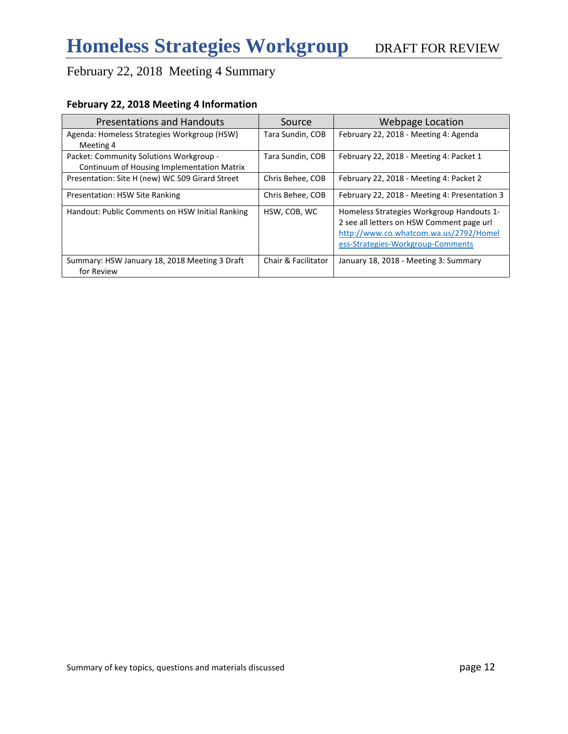# Homeless Strategies Workgroup DRAFT FOR REVIEW

February 22, 2018 Meeting 4 Summary

### February 22, 2018 Meeting 4 Information

| Presentations and Handouts | Source | Webpage Location |
|---|---|---|
| Agenda: Homeless Strategies Workgroup (HSW) Meeting 4 | Tara Sundin, COB | February 22, 2018 - Meeting 4: Agenda |
| Packet: Community Solutions Workgroup - Continuum of Housing Implementation Matrix | Tara Sundin, COB | February 22, 2018 - Meeting 4: Packet 1 |
| Presentation: Site H (new) WC 509 Girard Street | Chris Behee, COB | February 22, 2018 - Meeting 4: Packet 2 |
| Presentation: HSW Site Ranking | Chris Behee, COB | February 22, 2018 - Meeting 4: Presentation 3 |
| Handout: Public Comments on HSW Initial Ranking | HSW, COB, WC | Homeless Strategies Workgroup Handouts 1-2 see all letters on HSW Comment page url http://www.co.whatcom.wa.us/2792/Homeless-Strategies-Workgroup-Comments |
| Summary: HSW January 18, 2018 Meeting 3 Draft for Review | Chair & Facilitator | January 18, 2018 - Meeting 3: Summary |

Summary of key topics, questions and materials discussed